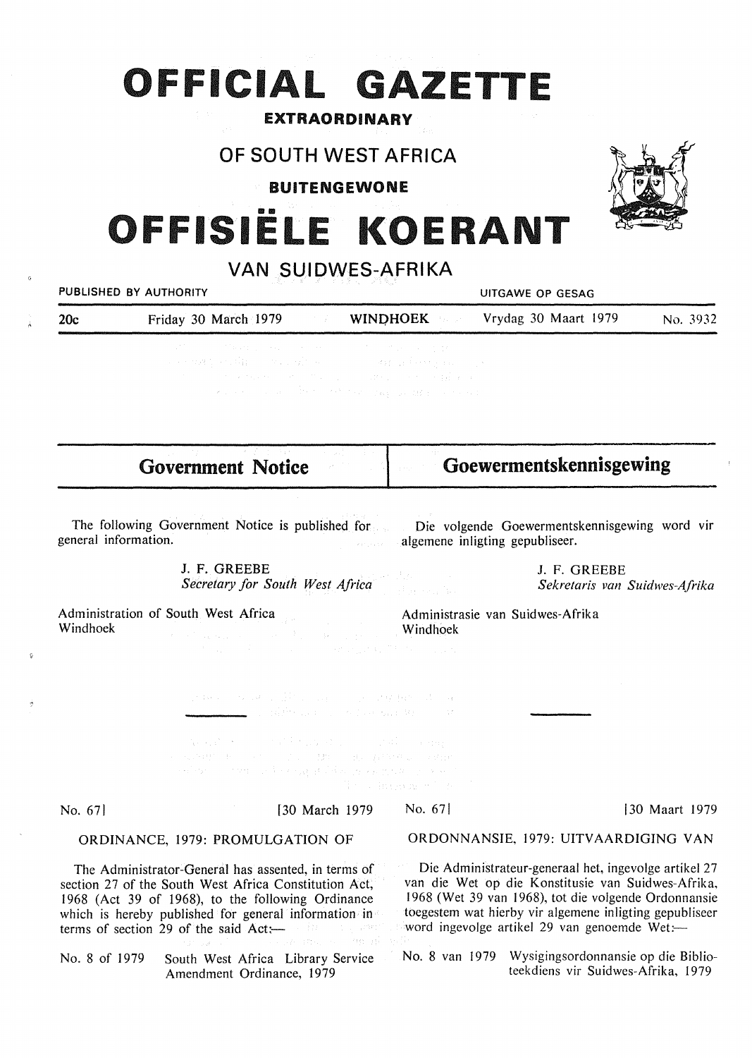# OFFICIAL GAZETTE

**EXTRAORDINARY**

## OF SOUTH WEST AFRICA

**BUITENGEWONE**

# OFFISIËLE KOERANT

## VAN SUIDWES-AFRIKA

PUBLISHED BY AUTHORITY — UITGAWE OP GESAG

20c — Friday 30 March 1979 — WINDHOEK — Vrydag 30 Maart 1979 — No. 3932

## Government Notice

The following Government Notice is published for general information.

J. F. GREEBE
*Secretary for South West Africa*

Administration of South West Africa
Windhoek

No. 67] [30 March 1979

ORDINANCE, 1979: PROMULGATION OF

The Administrator-General has assented, in terms of section 27 of the South West Africa Constitution Act, 1968 (Act 39 of 1968), to the following Ordinance which is hereby published for general information in terms of section 29 of the said Act:—

No. 8 of 1979 South West Africa Library Service Amendment Ordinance, 1979

## Goewermentskennisgewing

Die volgende Goewermentskennisgewing word vir algemene inligting gepubliseer.

J. F. GREEBE
*Sekretaris van Suidwes-Afrika*

Administrasie van Suidwes-Afrika
Windhoek

No. 67] [30 Maart 1979

ORDONNANSIE, 1979: UITVAARDIGING VAN

Die Administrateur-generaal het, ingevolge artikel 27 van die Wet op die Konstitusie van Suidwes-Afrika, 1968 (Wet 39 van 1968), tot die volgende Ordonnansie toegestem wat hierby vir algemene inligting gepubliseer word ingevolge artikel 29 van genoemde Wet:—

No. 8 van 1979 Wysigingsordonnansie op die Biblioteekdiens vir Suidwes-Afrika, 1979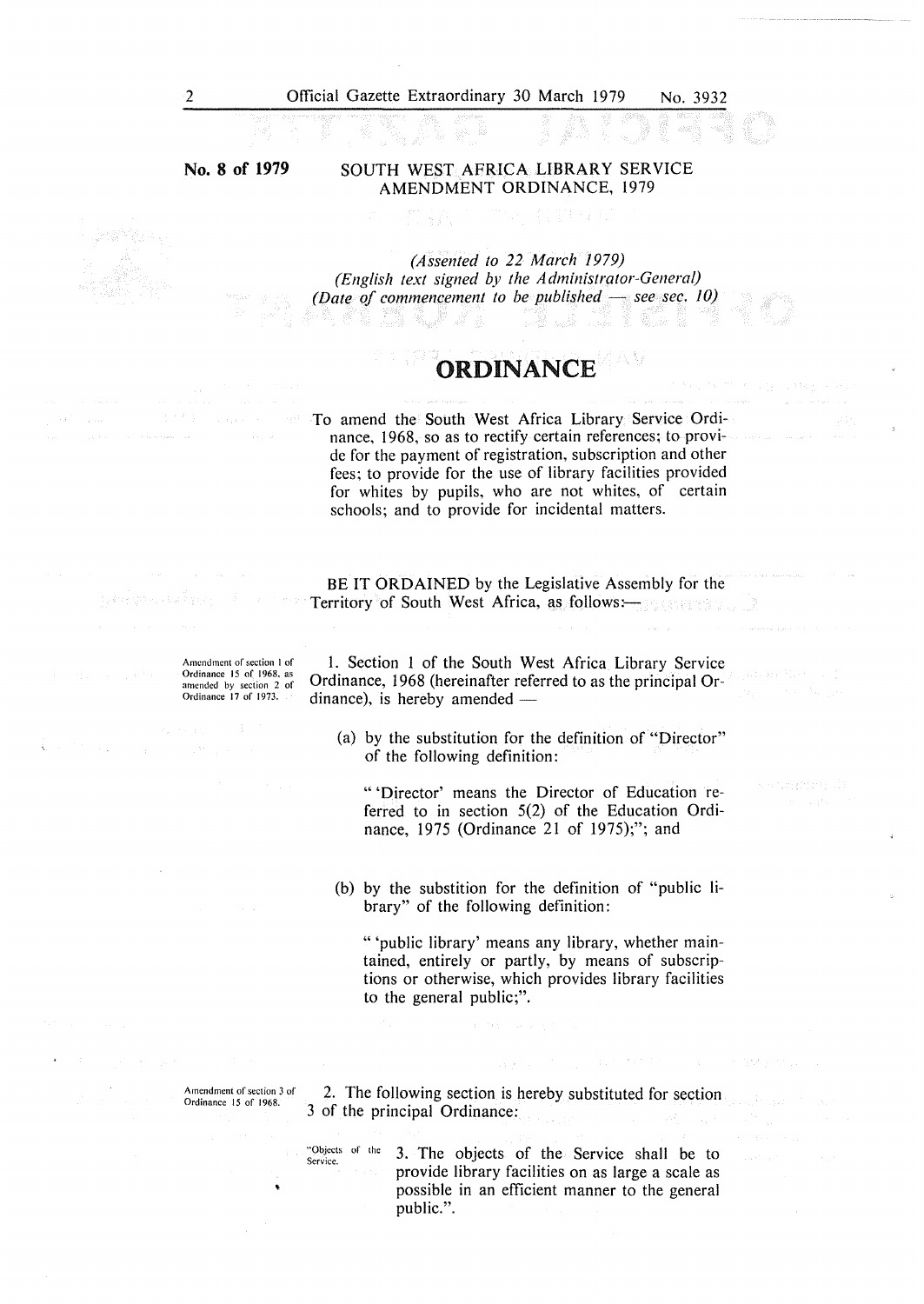**No. 8 of 1979**

## SOUTH WEST AFRICA LIBRARY SERVICE AMENDMENT ORDINANCE, 1979

*(Assented to 22 March 1979)*
*(English text signed by the Administrator-General)*
*(Date of commencement to be published — see sec. 10)*

# ORDINANCE

To amend the South West Africa Library Service Ordinance, 1968, so as to rectify certain references; to provide for the payment of registration, subscription and other fees; to provide for the use of library facilities provided for whites by pupils, who are not whites, of certain schools; and to provide for incidental matters.

BE IT ORDAINED by the Legislative Assembly for the Territory of South West Africa, as follows:—

*Amendment of section 1 of Ordinance 15 of 1968, as amended by section 2 of Ordinance 17 of 1973.*

1. Section 1 of the South West Africa Library Service Ordinance, 1968 (hereinafter referred to as the principal Ordinance), is hereby amended —

(a) by the substitution for the definition of "Director" of the following definition:

"'Director' means the Director of Education referred to in section 5(2) of the Education Ordinance, 1975 (Ordinance 21 of 1975);"; and

(b) by the substition for the definition of "public library" of the following definition:

"'public library' means any library, whether maintained, entirely or partly, by means of subscriptions or otherwise, which provides library facilities to the general public;".

*Amendment of section 3 of Ordinance 15 of 1968.*

2. The following section is hereby substituted for section 3 of the principal Ordinance:

*"Objects of the Service.*

3. The objects of the Service shall be to provide library facilities on as large a scale as possible in an efficient manner to the general public.".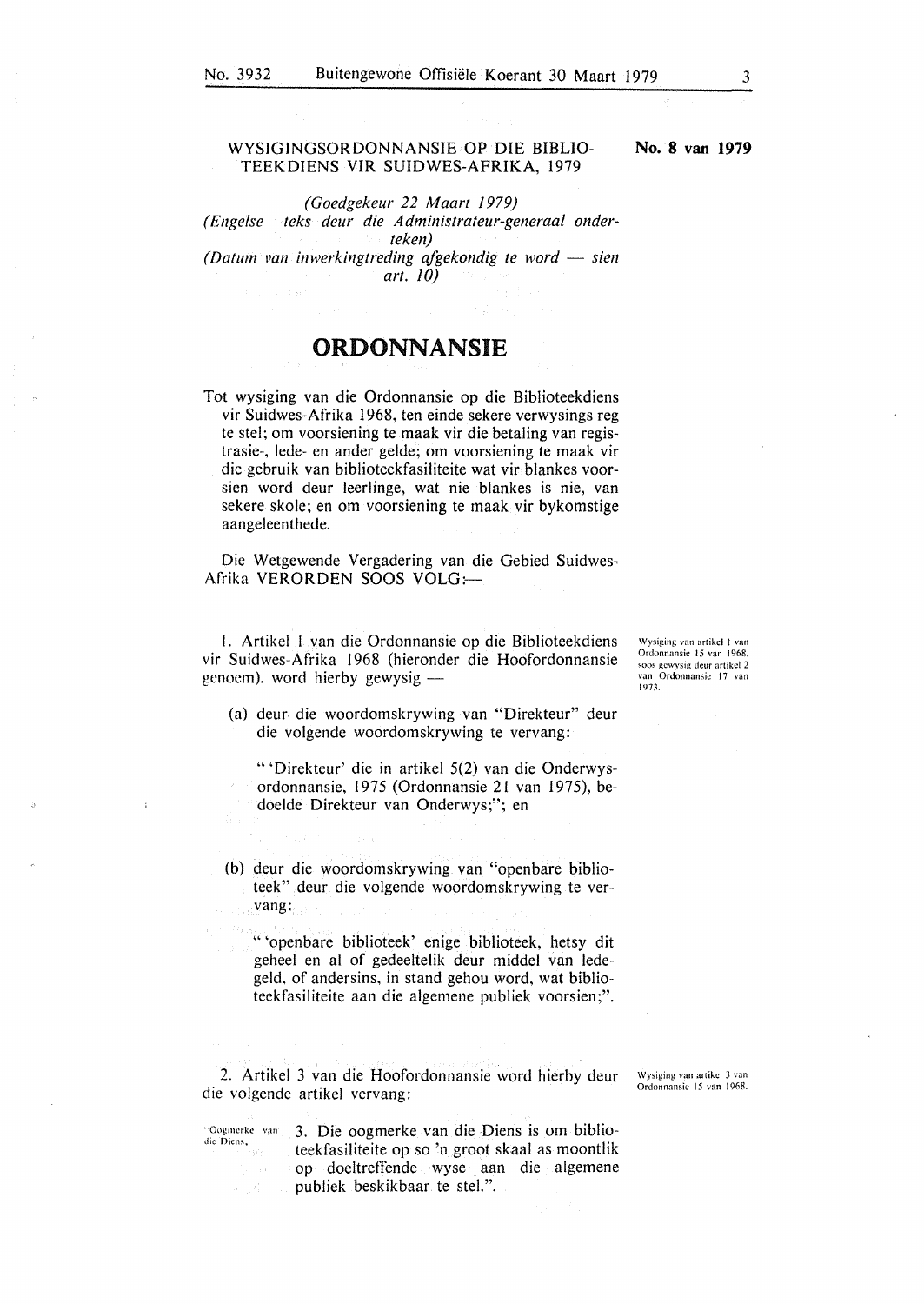WYSIGINGSORDONNANSIE OP DIE BIBLIOTEEKDIENS VIR SUIDWES-AFRIKA, 1979

**No. 8 van 1979**

*(Goedgekeur 22 Maart 1979)*
*(Engelse teks deur die Administrateur-generaal onderteken)*
*(Datum van inwerkingtreding afgekondig te word — sien art. 10)*

# ORDONNANSIE

Tot wysiging van die Ordonnansie op die Biblioteekdiens vir Suidwes-Afrika 1968, ten einde sekere verwysings reg te stel; om voorsiening te maak vir die betaling van registrasie-, lede- en ander gelde; om voorsiening te maak vir die gebruik van biblioteekfasiliteite wat vir blankes voorsien word deur leerlinge, wat nie blankes is nie, van sekere skole; en om voorsiening te maak vir bykomstige aangeleenthede.

Die Wetgewende Vergadering van die Gebied Suidwes-Afrika VERORDEN SOOS VOLG:—

*Wysiging van artikel 1 van Ordonnansie 15 van 1968, soos gewysig deur artikel 2 van Ordonnansie 17 van 1973.*

1. Artikel 1 van die Ordonnansie op die Biblioteekdiens vir Suidwes-Afrika 1968 (hieronder die Hoofordonnansie genoem), word hierby gewysig —

(a) deur die woordomskrywing van "Direkteur" deur die volgende woordomskrywing te vervang:

"'Direkteur' die in artikel 5(2) van die Onderwysordonnansie, 1975 (Ordonnansie 21 van 1975), bedoelde Direkteur van Onderwys;"; en

(b) deur die woordomskrywing van "openbare biblioteek" deur die volgende woordomskrywing te vervang:

"'openbare biblioteek' enige biblioteek, hetsy dit geheel en al of gedeeltelik deur middel van ledegeld, of andersins, in stand gehou word, wat biblioteekfasiliteite aan die algemene publiek voorsien;".

*Wysiging van artikel 3 van Ordonnansie 15 van 1968.*

2. Artikel 3 van die Hoofordonnansie word hierby deur die volgende artikel vervang:

"Oogmerke van die Diens.

3. Die oogmerke van die Diens is om biblioteekfasiliteite op so 'n groot skaal as moontlik op doeltreffende wyse aan die algemene publiek beskikbaar te stel.".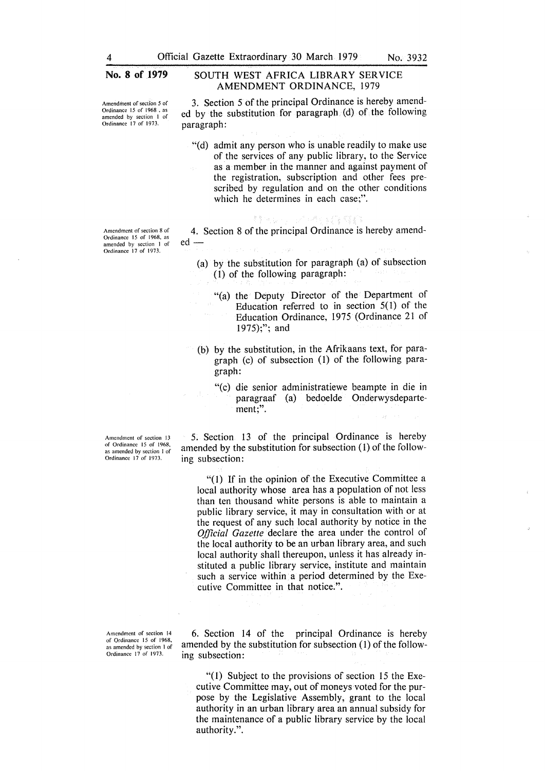**No. 8 of 1979**

## SOUTH WEST AFRICA LIBRARY SERVICE AMENDMENT ORDINANCE, 1979

*Amendment of section 5 of Ordinance 15 of 1968, as amended by section 1 of Ordinance 17 of 1973.*

3. Section 5 of the principal Ordinance is hereby amended by the substitution for paragraph (d) of the following paragraph:

> "(d) admit any person who is unable readily to make use of the services of any public library, to the Service as a member in the manner and against payment of the registration, subscription and other fees prescribed by regulation and on the other conditions which he determines in each case;".

*Amendment of section 8 of Ordinance 15 of 1968, as amended by section 1 of Ordinance 17 of 1973.*

4. Section 8 of the principal Ordinance is hereby amended —

(a) by the substitution for paragraph (a) of subsection (1) of the following paragraph:

> "(a) the Deputy Director of the Department of Education referred to in section 5(1) of the Education Ordinance, 1975 (Ordinance 21 of 1975);"; and

(b) by the substitution, in the Afrikaans text, for paragraph (c) of subsection (1) of the following paragraph:

> "(c) die senior administratiewe beampte in die in paragraaf (a) bedoelde Onderwysdepartement;".

*Amendment of section 13 of Ordinance 15 of 1968, as amended by section 1 of Ordinance 17 of 1973.*

5. Section 13 of the principal Ordinance is hereby amended by the substitution for subsection (1) of the following subsection:

> "(1) If in the opinion of the Executive Committee a local authority whose area has a population of not less than ten thousand white persons is able to maintain a public library service, it may in consultation with or at the request of any such local authority by notice in the *Official Gazette* declare the area under the control of the local authority to be an urban library area, and such local authority shall thereupon, unless it has already instituted a public library service, institute and maintain such a service within a period determined by the Executive Committee in that notice.".

*Amendment of section 14 of Ordinance 15 of 1968, as amended by section 1 of Ordinance 17 of 1973.*

6. Section 14 of the principal Ordinance is hereby amended by the substitution for subsection (1) of the following subsection:

> "(1) Subject to the provisions of section 15 the Executive Committee may, out of moneys voted for the purpose by the Legislative Assembly, grant to the local authority in an urban library area an annual subsidy for the maintenance of a public library service by the local authority.".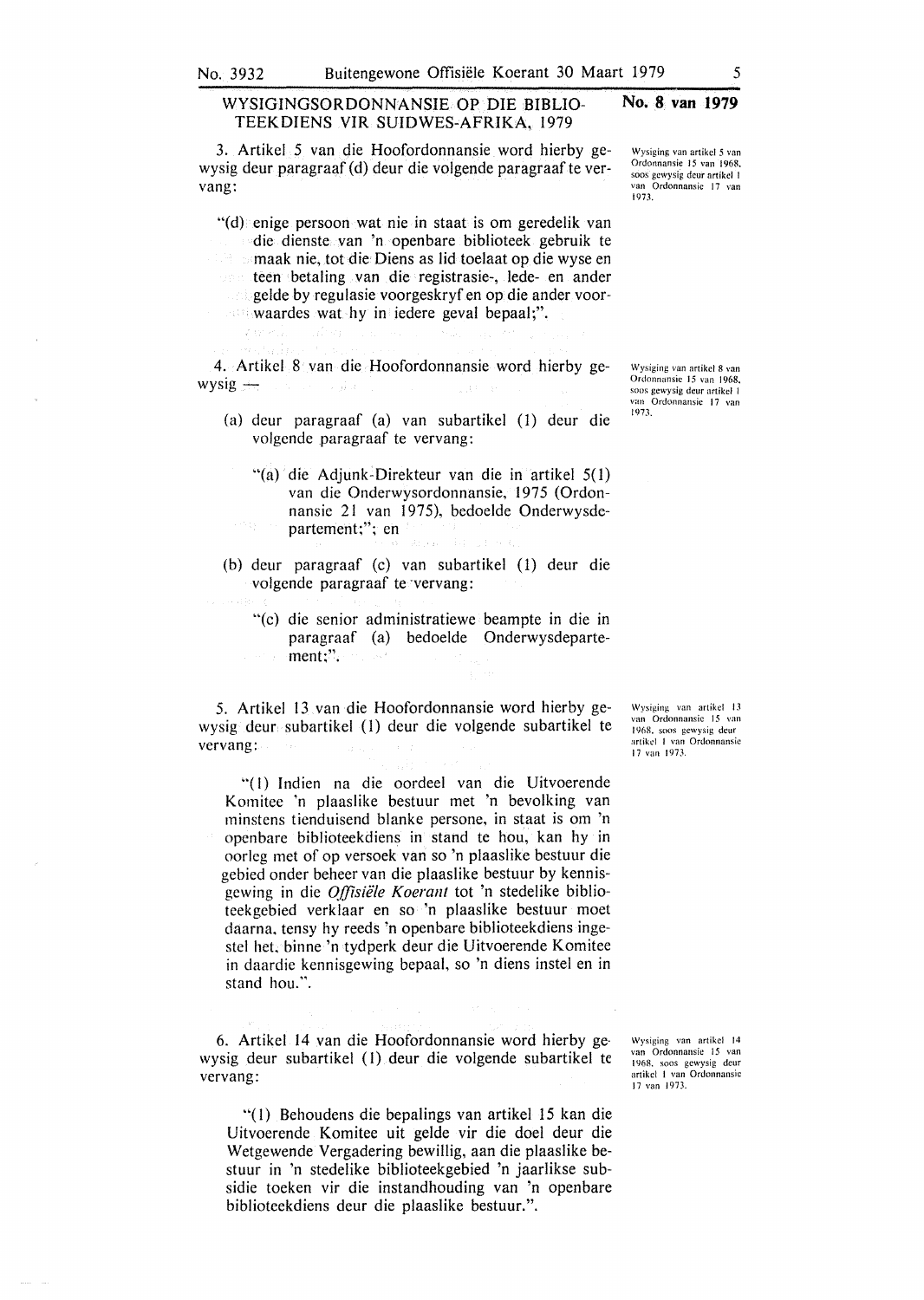WYSIGINGSORDONNANSIE OP DIE BIBLIOTEEKDIENS VIR SUIDWES-AFRIKA, 1979

**No. 8 van 1979**

3. Artikel 5 van die Hoofordonnansie word hierby gewysig deur paragraaf (d) deur die volgende paragraaf te vervang:

*Wysiging van artikel 5 van Ordonnansie 15 van 1968, soos gewysig deur artikel 1 van Ordonnansie 17 van 1973.*

"(d) enige persoon wat nie in staat is om geredelik van die dienste van 'n openbare biblioteek gebruik te maak nie, tot die Diens as lid toelaat op die wyse en teen betaling van die registrasie-, lede- en ander gelde by regulasie voorgeskryf en op die ander voorwaardes wat hy in iedere geval bepaal;".

4. Artikel 8 van die Hoofordonnansie word hierby gewysig —

*Wysiging van artikel 8 van Ordonnansie 15 van 1968, soos gewysig deur artikel 1 van Ordonnansie 17 van 1973.*

(a) deur paragraaf (a) van subartikel (1) deur die volgende paragraaf te vervang:

"(a) die Adjunk-Direkteur van die in artikel 5(1) van die Onderwysordonnansie, 1975 (Ordonnansie 21 van 1975), bedoelde Onderwysdepartement;"; en

(b) deur paragraaf (c) van subartikel (1) deur die volgende paragraaf te vervang:

"(c) die senior administratiewe beampte in die in paragraaf (a) bedoelde Onderwysdepartement;".

5. Artikel 13 van die Hoofordonnansie word hierby gewysig deur subartikel (1) deur die volgende subartikel te vervang:

*Wysiging van artikel 13 van Ordonnansie 15 van 1968, soos gewysig deur artikel 1 van Ordonnansie 17 van 1973.*

"(1) Indien na die oordeel van die Uitvoerende Komitee 'n plaaslike bestuur met 'n bevolking van minstens tienduisend blanke persone, in staat is om 'n openbare biblioteekdiens in stand te hou, kan hy in oorleg met of op versoek van so 'n plaaslike bestuur die gebied onder beheer van die plaaslike bestuur by kennisgewing in die *Offisiële Koerant* tot 'n stedelike biblioteekgebied verklaar en so 'n plaaslike bestuur moet daarna, tensy hy reeds 'n openbare biblioteekdiens ingestel het, binne 'n tydperk deur die Uitvoerende Komitee in daardie kennisgewing bepaal, so 'n diens instel en in stand hou.".

6. Artikel 14 van die Hoofordonnansie word hierby gewysig deur subartikel (1) deur die volgende subartikel te vervang:

*Wysiging van artikel 14 van Ordonnansie 15 van 1968, soos gewysig deur artikel 1 van Ordonnansie 17 van 1973.*

"(1) Behoudens die bepalings van artikel 15 kan die Uitvoerende Komitee uit gelde vir die doel deur die Wetgewende Vergadering bewillig, aan die plaaslike bestuur in 'n stedelike biblioteekgebied 'n jaarlikse subsidie toeken vir die instandhouding van 'n openbare biblioteekdiens deur die plaaslike bestuur.".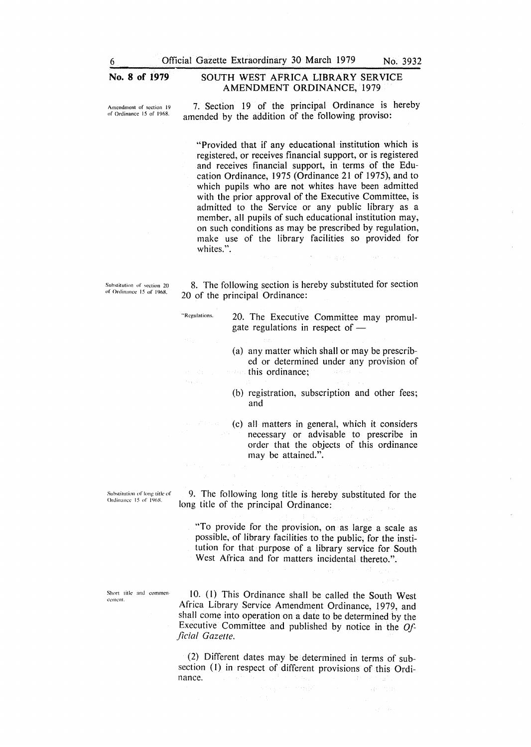**No. 8 of 1979**

## SOUTH WEST AFRICA LIBRARY SERVICE AMENDMENT ORDINANCE, 1979

*Amendment of section 19 of Ordinance 15 of 1968.*

7. Section 19 of the principal Ordinance is hereby amended by the addition of the following proviso:

"Provided that if any educational institution which is registered, or receives financial support, or is registered and receives financial support, in terms of the Education Ordinance, 1975 (Ordinance 21 of 1975), and to which pupils who are not whites have been admitted with the prior approval of the Executive Committee, is admitted to the Service or any public library as a member, all pupils of such educational institution may, on such conditions as may be prescribed by regulation, make use of the library facilities so provided for whites.".

*Substitution of section 20 of Ordinance 15 of 1968.*

8. The following section is hereby substituted for section 20 of the principal Ordinance:

*"Regulations.*

20. The Executive Committee may promulgate regulations in respect of —

(a) any matter which shall or may be prescribed or determined under any provision of this ordinance;

(b) registration, subscription and other fees; and

(c) all matters in general, which it considers necessary or advisable to prescribe in order that the objects of this ordinance may be attained.".

*Substitution of long title of Ordinance 15 of 1968.*

9. The following long title is hereby substituted for the long title of the principal Ordinance:

"To provide for the provision, on as large a scale as possible, of library facilities to the public, for the institution for that purpose of a library service for South West Africa and for matters incidental thereto.".

*Short title and commencement.*

10. (1) This Ordinance shall be called the South West Africa Library Service Amendment Ordinance, 1979, and shall come into operation on a date to be determined by the Executive Committee and published by notice in the *Official Gazette*.

(2) Different dates may be determined in terms of subsection (1) in respect of different provisions of this Ordinance.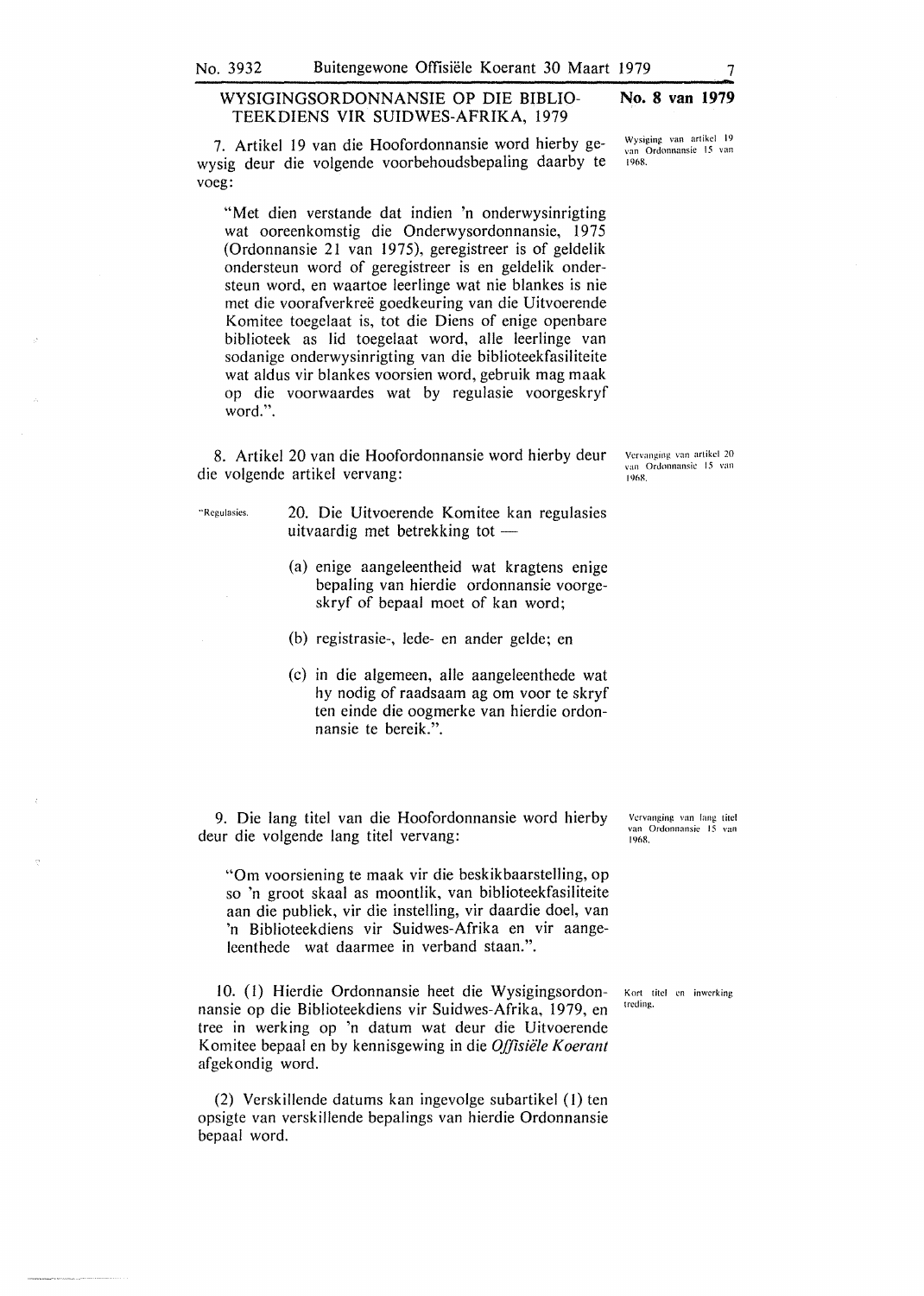WYSIGINGSORDONNANSIE OP DIE BIBLIOTEEKDIENS VIR SUIDWES-AFRIKA, 1979

**No. 8 van 1979**

*Wysiging van artikel 19 van Ordonnansie 15 van 1968.*

7. Artikel 19 van die Hoofordonnansie word hierby gewysig deur die volgende voorbehoudsbepaling daarby te voeg:

"Met dien verstande dat indien 'n onderwysinrigting wat ooreenkomstig die Onderwysordonnansie, 1975 (Ordonnansie 21 van 1975), geregistreer is of geldelik ondersteun word of geregistreer is en geldelik ondersteun word, en waartoe leerlinge wat nie blankes is nie met die voorafverkreë goedkeuring van die Uitvoerende Komitee toegelaat is, tot die Diens of enige openbare biblioteek as lid toegelaat word, alle leerlinge van sodanige onderwysinrigting van die biblioteekfasiliteite wat aldus vir blankes voorsien word, gebruik mag maak op die voorwaardes wat by regulasie voorgeskryf word.".

*Vervanging van artikel 20 van Ordonnansie 15 van 1968.*

8. Artikel 20 van die Hoofordonnansie word hierby deur die volgende artikel vervang:

"Regulasies.

20. Die Uitvoerende Komitee kan regulasies uitvaardig met betrekking tot —

(a) enige aangeleentheid wat kragtens enige bepaling van hierdie ordonnansie voorgeskryf of bepaal moet of kan word;

(b) registrasie-, lede- en ander gelde; en

(c) in die algemeen, alle aangeleenthede wat hy nodig of raadsaam ag om voor te skryf ten einde die oogmerke van hierdie ordonnansie te bereik.".

*Vervanging van lang titel van Ordonnansie 15 van 1968.*

9. Die lang titel van die Hoofordonnansie word hierby deur die volgende lang titel vervang:

"Om voorsiening te maak vir die beskikbaarstelling, op so 'n groot skaal as moontlik, van biblioteekfasiliteite aan die publiek, vir die instelling, vir daardie doel, van 'n Biblioteekdiens vir Suidwes-Afrika en vir aangeleenthede wat daarmee in verband staan.".

*Kort titel en inwerkingtreding.*

10. (1) Hierdie Ordonnansie heet die Wysigingsordonnansie op die Biblioteekdiens vir Suidwes-Afrika, 1979, en tree in werking op 'n datum wat deur die Uitvoerende Komitee bepaal en by kennisgewing in die *Offisiële Koerant* afgekondig word.

(2) Verskillende datums kan ingevolge subartikel (1) ten opsigte van verskillende bepalings van hierdie Ordonnansie bepaal word.